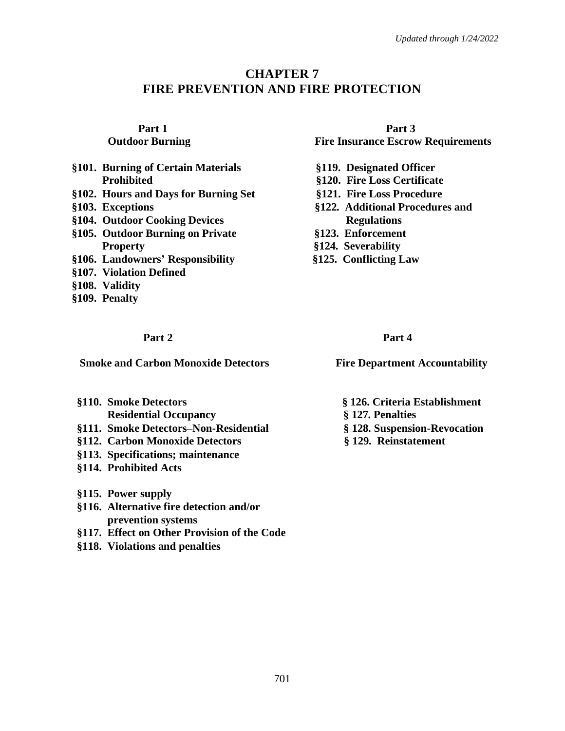*Updated through 1/24/2022*

# CHAPTER 7
# FIRE PREVENTION AND FIRE PROTECTION

## Part 1
## Outdoor Burning

**§101. Burning of Certain Materials Prohibited**
**§102. Hours and Days for Burning Set**
**§103. Exceptions**
**§104. Outdoor Cooking Devices**
**§105. Outdoor Burning on Private Property**
**§106. Landowners' Responsibility**
**§107. Violation Defined**
**§108. Validity**
**§109. Penalty**

## Part 2
## Smoke and Carbon Monoxide Detectors

**§110. Smoke Detectors Residential Occupancy**
**§111. Smoke Detectors–Non-Residential**
**§112. Carbon Monoxide Detectors**
**§113. Specifications; maintenance**
**§114. Prohibited Acts**
**§115. Power supply**
**§116. Alternative fire detection and/or prevention systems**
**§117. Effect on Other Provision of the Code**
**§118. Violations and penalties**

## Part 3
## Fire Insurance Escrow Requirements

**§119. Designated Officer**
**§120. Fire Loss Certificate**
**§121. Fire Loss Procedure**
**§122. Additional Procedures and Regulations**
**§123. Enforcement**
**§124. Severability**
**§125. Conflicting Law**

## Part 4
## Fire Department Accountability

**§ 126. Criteria Establishment**
**§ 127. Penalties**
**§ 128. Suspension-Revocation**
**§ 129. Reinstatement**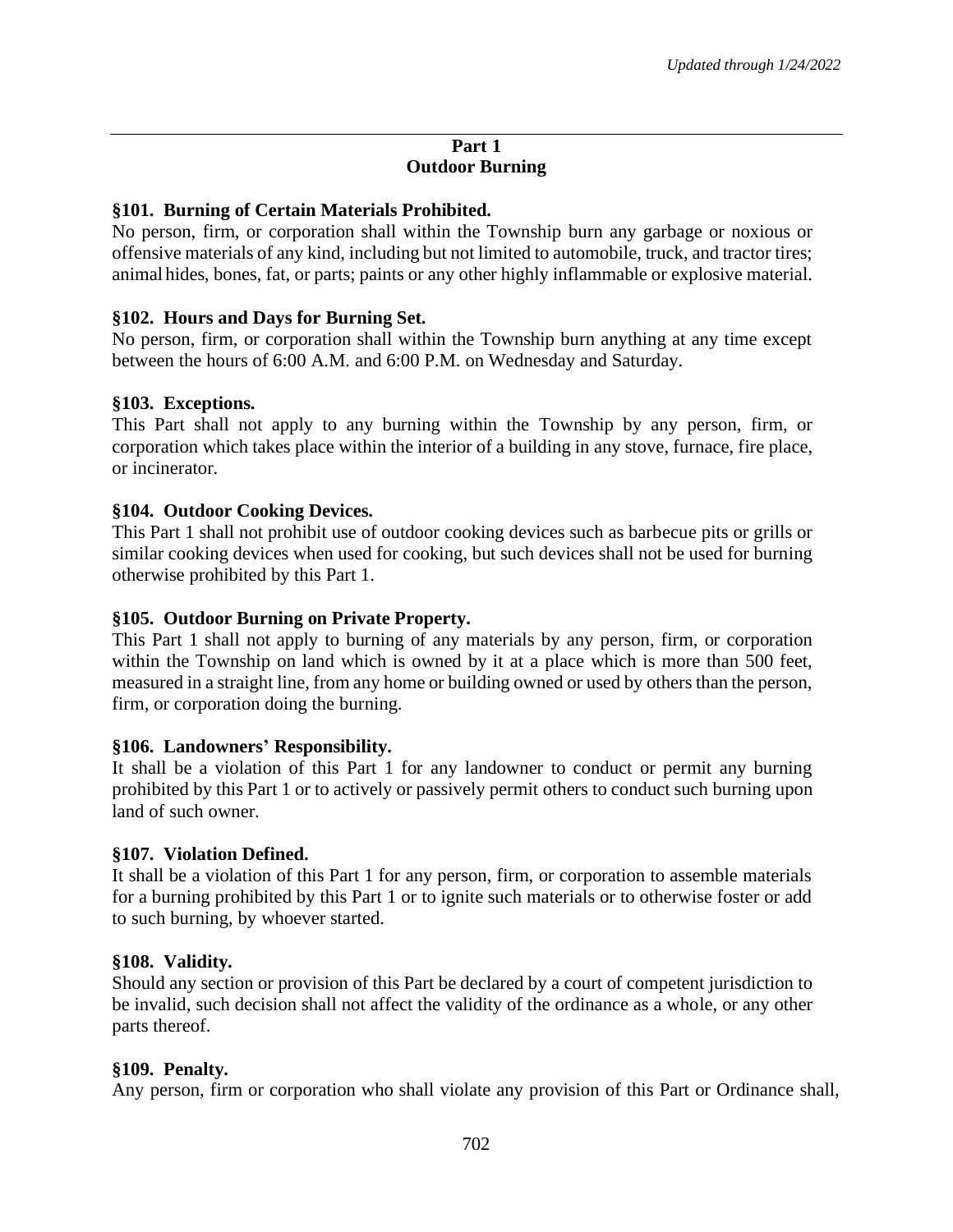## Part 1
## Outdoor Burning

**§101. Burning of Certain Materials Prohibited.**
No person, firm, or corporation shall within the Township burn any garbage or noxious or offensive materials of any kind, including but not limited to automobile, truck, and tractor tires; animal hides, bones, fat, or parts; paints or any other highly inflammable or explosive material.

**§102. Hours and Days for Burning Set.**
No person, firm, or corporation shall within the Township burn anything at any time except between the hours of 6:00 A.M. and 6:00 P.M. on Wednesday and Saturday.

**§103. Exceptions.**
This Part shall not apply to any burning within the Township by any person, firm, or corporation which takes place within the interior of a building in any stove, furnace, fire place, or incinerator.

**§104. Outdoor Cooking Devices.**
This Part 1 shall not prohibit use of outdoor cooking devices such as barbecue pits or grills or similar cooking devices when used for cooking, but such devices shall not be used for burning otherwise prohibited by this Part 1.

**§105. Outdoor Burning on Private Property.**
This Part 1 shall not apply to burning of any materials by any person, firm, or corporation within the Township on land which is owned by it at a place which is more than 500 feet, measured in a straight line, from any home or building owned or used by others than the person, firm, or corporation doing the burning.

**§106. Landowners' Responsibility.**
It shall be a violation of this Part 1 for any landowner to conduct or permit any burning prohibited by this Part 1 or to actively or passively permit others to conduct such burning upon land of such owner.

**§107. Violation Defined.**
It shall be a violation of this Part 1 for any person, firm, or corporation to assemble materials for a burning prohibited by this Part 1 or to ignite such materials or to otherwise foster or add to such burning, by whoever started.

**§108. Validity.**
Should any section or provision of this Part be declared by a court of competent jurisdiction to be invalid, such decision shall not affect the validity of the ordinance as a whole, or any other parts thereof.

**§109. Penalty.**
Any person, firm or corporation who shall violate any provision of this Part or Ordinance shall,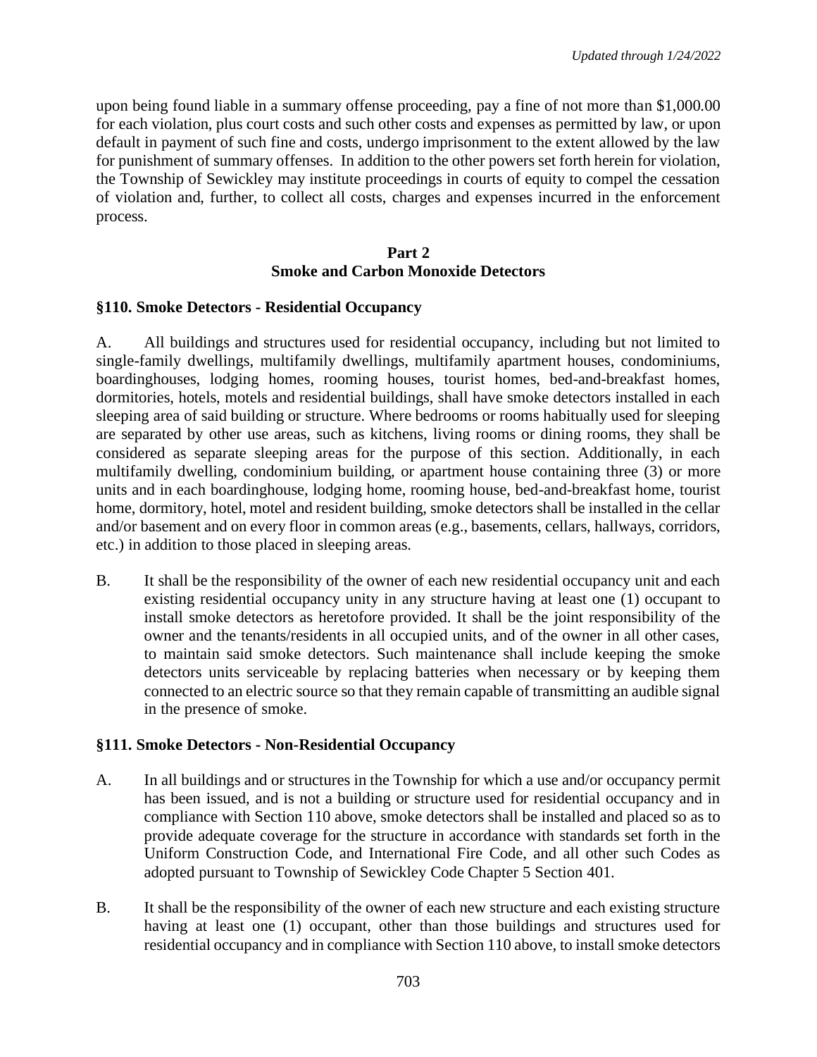upon being found liable in a summary offense proceeding, pay a fine of not more than $1,000.00 for each violation, plus court costs and such other costs and expenses as permitted by law, or upon default in payment of such fine and costs, undergo imprisonment to the extent allowed by the law for punishment of summary offenses. In addition to the other powers set forth herein for violation, the Township of Sewickley may institute proceedings in courts of equity to compel the cessation of violation and, further, to collect all costs, charges and expenses incurred in the enforcement process.

## Part 2
## Smoke and Carbon Monoxide Detectors

### §110. Smoke Detectors - Residential Occupancy

A. All buildings and structures used for residential occupancy, including but not limited to single-family dwellings, multifamily dwellings, multifamily apartment houses, condominiums, boardinghouses, lodging homes, rooming houses, tourist homes, bed-and-breakfast homes, dormitories, hotels, motels and residential buildings, shall have smoke detectors installed in each sleeping area of said building or structure. Where bedrooms or rooms habitually used for sleeping are separated by other use areas, such as kitchens, living rooms or dining rooms, they shall be considered as separate sleeping areas for the purpose of this section. Additionally, in each multifamily dwelling, condominium building, or apartment house containing three (3) or more units and in each boardinghouse, lodging home, rooming house, bed-and-breakfast home, tourist home, dormitory, hotel, motel and resident building, smoke detectors shall be installed in the cellar and/or basement and on every floor in common areas (e.g., basements, cellars, hallways, corridors, etc.) in addition to those placed in sleeping areas.

B. It shall be the responsibility of the owner of each new residential occupancy unit and each existing residential occupancy unity in any structure having at least one (1) occupant to install smoke detectors as heretofore provided. It shall be the joint responsibility of the owner and the tenants/residents in all occupied units, and of the owner in all other cases, to maintain said smoke detectors. Such maintenance shall include keeping the smoke detectors units serviceable by replacing batteries when necessary or by keeping them connected to an electric source so that they remain capable of transmitting an audible signal in the presence of smoke.

### §111. Smoke Detectors - Non-Residential Occupancy

A. In all buildings and or structures in the Township for which a use and/or occupancy permit has been issued, and is not a building or structure used for residential occupancy and in compliance with Section 110 above, smoke detectors shall be installed and placed so as to provide adequate coverage for the structure in accordance with standards set forth in the Uniform Construction Code, and International Fire Code, and all other such Codes as adopted pursuant to Township of Sewickley Code Chapter 5 Section 401.

B. It shall be the responsibility of the owner of each new structure and each existing structure having at least one (1) occupant, other than those buildings and structures used for residential occupancy and in compliance with Section 110 above, to install smoke detectors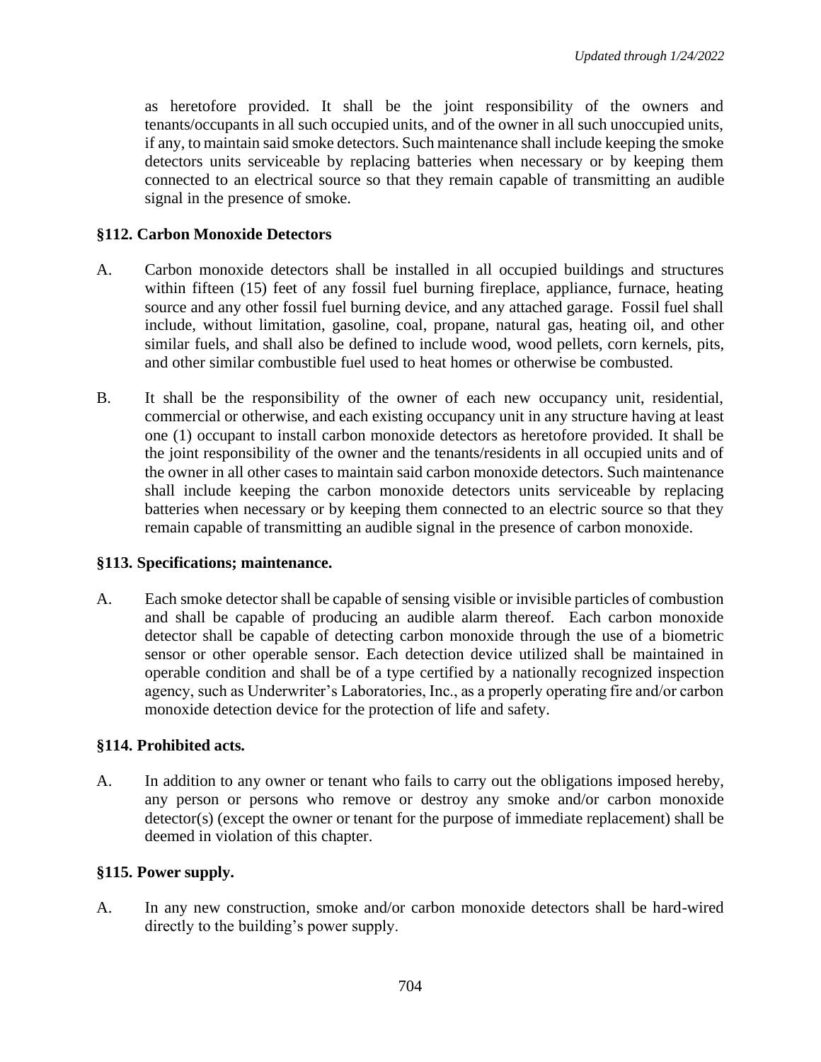as heretofore provided. It shall be the joint responsibility of the owners and tenants/occupants in all such occupied units, and of the owner in all such unoccupied units, if any, to maintain said smoke detectors. Such maintenance shall include keeping the smoke detectors units serviceable by replacing batteries when necessary or by keeping them connected to an electrical source so that they remain capable of transmitting an audible signal in the presence of smoke.

### §112. Carbon Monoxide Detectors

A. Carbon monoxide detectors shall be installed in all occupied buildings and structures within fifteen (15) feet of any fossil fuel burning fireplace, appliance, furnace, heating source and any other fossil fuel burning device, and any attached garage. Fossil fuel shall include, without limitation, gasoline, coal, propane, natural gas, heating oil, and other similar fuels, and shall also be defined to include wood, wood pellets, corn kernels, pits, and other similar combustible fuel used to heat homes or otherwise be combusted.

B. It shall be the responsibility of the owner of each new occupancy unit, residential, commercial or otherwise, and each existing occupancy unit in any structure having at least one (1) occupant to install carbon monoxide detectors as heretofore provided. It shall be the joint responsibility of the owner and the tenants/residents in all occupied units and of the owner in all other cases to maintain said carbon monoxide detectors. Such maintenance shall include keeping the carbon monoxide detectors units serviceable by replacing batteries when necessary or by keeping them connected to an electric source so that they remain capable of transmitting an audible signal in the presence of carbon monoxide.

### §113. Specifications; maintenance.

A. Each smoke detector shall be capable of sensing visible or invisible particles of combustion and shall be capable of producing an audible alarm thereof. Each carbon monoxide detector shall be capable of detecting carbon monoxide through the use of a biometric sensor or other operable sensor. Each detection device utilized shall be maintained in operable condition and shall be of a type certified by a nationally recognized inspection agency, such as Underwriter's Laboratories, Inc., as a properly operating fire and/or carbon monoxide detection device for the protection of life and safety.

### §114. Prohibited acts.

A. In addition to any owner or tenant who fails to carry out the obligations imposed hereby, any person or persons who remove or destroy any smoke and/or carbon monoxide detector(s) (except the owner or tenant for the purpose of immediate replacement) shall be deemed in violation of this chapter.

### §115. Power supply.

A. In any new construction, smoke and/or carbon monoxide detectors shall be hard-wired directly to the building's power supply.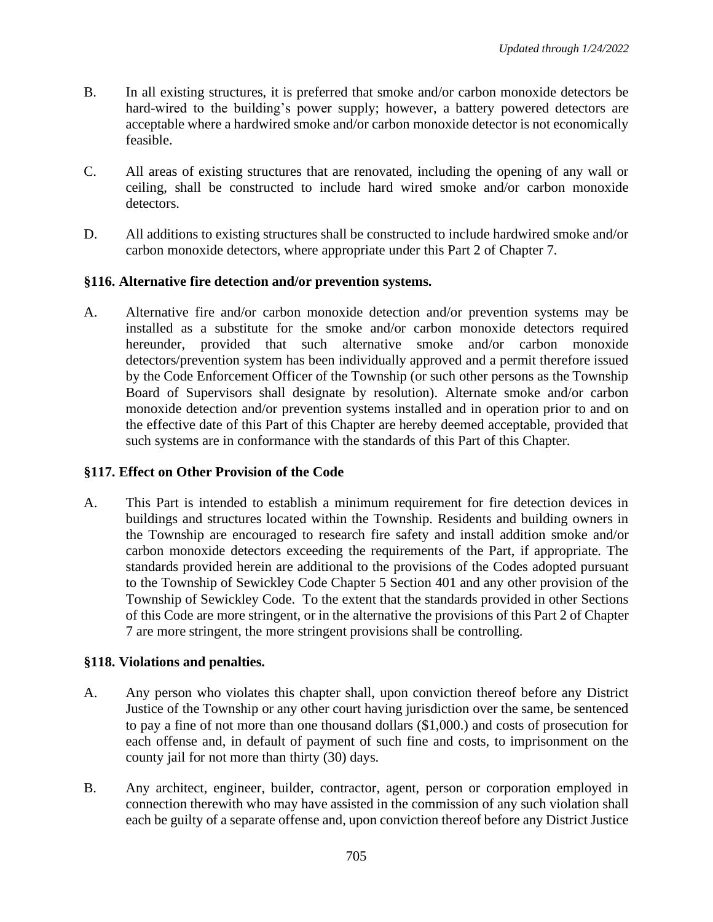B. In all existing structures, it is preferred that smoke and/or carbon monoxide detectors be hard-wired to the building's power supply; however, a battery powered detectors are acceptable where a hardwired smoke and/or carbon monoxide detector is not economically feasible.

C. All areas of existing structures that are renovated, including the opening of any wall or ceiling, shall be constructed to include hard wired smoke and/or carbon monoxide detectors.

D. All additions to existing structures shall be constructed to include hardwired smoke and/or carbon monoxide detectors, where appropriate under this Part 2 of Chapter 7.

### §116. Alternative fire detection and/or prevention systems.

A. Alternative fire and/or carbon monoxide detection and/or prevention systems may be installed as a substitute for the smoke and/or carbon monoxide detectors required hereunder, provided that such alternative smoke and/or carbon monoxide detectors/prevention system has been individually approved and a permit therefore issued by the Code Enforcement Officer of the Township (or such other persons as the Township Board of Supervisors shall designate by resolution). Alternate smoke and/or carbon monoxide detection and/or prevention systems installed and in operation prior to and on the effective date of this Part of this Chapter are hereby deemed acceptable, provided that such systems are in conformance with the standards of this Part of this Chapter.

### §117. Effect on Other Provision of the Code

A. This Part is intended to establish a minimum requirement for fire detection devices in buildings and structures located within the Township. Residents and building owners in the Township are encouraged to research fire safety and install addition smoke and/or carbon monoxide detectors exceeding the requirements of the Part, if appropriate. The standards provided herein are additional to the provisions of the Codes adopted pursuant to the Township of Sewickley Code Chapter 5 Section 401 and any other provision of the Township of Sewickley Code. To the extent that the standards provided in other Sections of this Code are more stringent, or in the alternative the provisions of this Part 2 of Chapter 7 are more stringent, the more stringent provisions shall be controlling.

### §118. Violations and penalties.

A. Any person who violates this chapter shall, upon conviction thereof before any District Justice of the Township or any other court having jurisdiction over the same, be sentenced to pay a fine of not more than one thousand dollars ($1,000.) and costs of prosecution for each offense and, in default of payment of such fine and costs, to imprisonment on the county jail for not more than thirty (30) days.

B. Any architect, engineer, builder, contractor, agent, person or corporation employed in connection therewith who may have assisted in the commission of any such violation shall each be guilty of a separate offense and, upon conviction thereof before any District Justice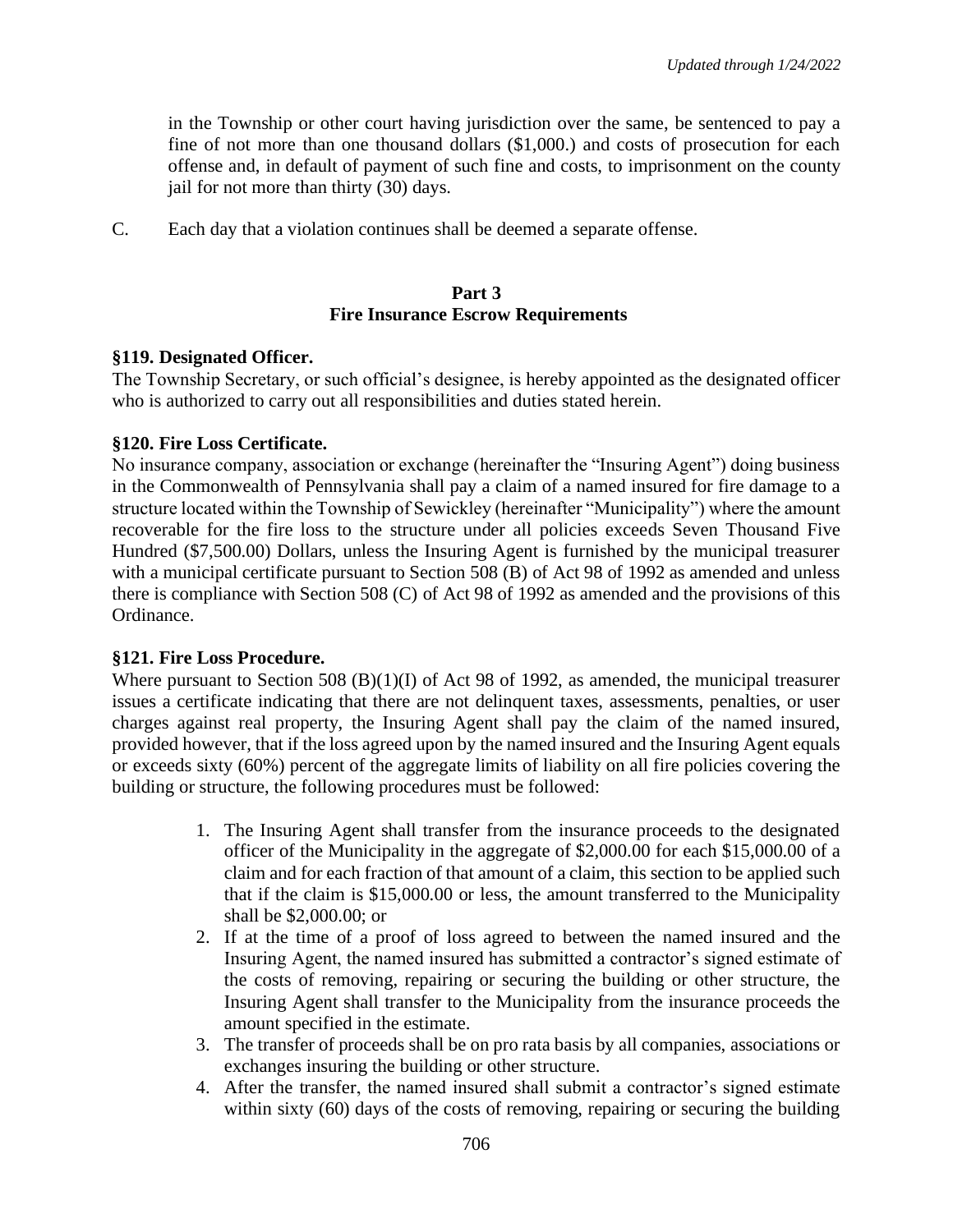in the Township or other court having jurisdiction over the same, be sentenced to pay a fine of not more than one thousand dollars ($1,000.) and costs of prosecution for each offense and, in default of payment of such fine and costs, to imprisonment on the county jail for not more than thirty (30) days.

C. Each day that a violation continues shall be deemed a separate offense.

## Part 3
## Fire Insurance Escrow Requirements

**§119. Designated Officer.**
The Township Secretary, or such official's designee, is hereby appointed as the designated officer who is authorized to carry out all responsibilities and duties stated herein.

**§120. Fire Loss Certificate.**
No insurance company, association or exchange (hereinafter the "Insuring Agent") doing business in the Commonwealth of Pennsylvania shall pay a claim of a named insured for fire damage to a structure located within the Township of Sewickley (hereinafter "Municipality") where the amount recoverable for the fire loss to the structure under all policies exceeds Seven Thousand Five Hundred ($7,500.00) Dollars, unless the Insuring Agent is furnished by the municipal treasurer with a municipal certificate pursuant to Section 508 (B) of Act 98 of 1992 as amended and unless there is compliance with Section 508 (C) of Act 98 of 1992 as amended and the provisions of this Ordinance.

**§121. Fire Loss Procedure.**
Where pursuant to Section 508 (B)(1)(I) of Act 98 of 1992, as amended, the municipal treasurer issues a certificate indicating that there are not delinquent taxes, assessments, penalties, or user charges against real property, the Insuring Agent shall pay the claim of the named insured, provided however, that if the loss agreed upon by the named insured and the Insuring Agent equals or exceeds sixty (60%) percent of the aggregate limits of liability on all fire policies covering the building or structure, the following procedures must be followed:

1. The Insuring Agent shall transfer from the insurance proceeds to the designated officer of the Municipality in the aggregate of $2,000.00 for each $15,000.00 of a claim and for each fraction of that amount of a claim, this section to be applied such that if the claim is $15,000.00 or less, the amount transferred to the Municipality shall be $2,000.00; or
2. If at the time of a proof of loss agreed to between the named insured and the Insuring Agent, the named insured has submitted a contractor's signed estimate of the costs of removing, repairing or securing the building or other structure, the Insuring Agent shall transfer to the Municipality from the insurance proceeds the amount specified in the estimate.
3. The transfer of proceeds shall be on pro rata basis by all companies, associations or exchanges insuring the building or other structure.
4. After the transfer, the named insured shall submit a contractor's signed estimate within sixty (60) days of the costs of removing, repairing or securing the building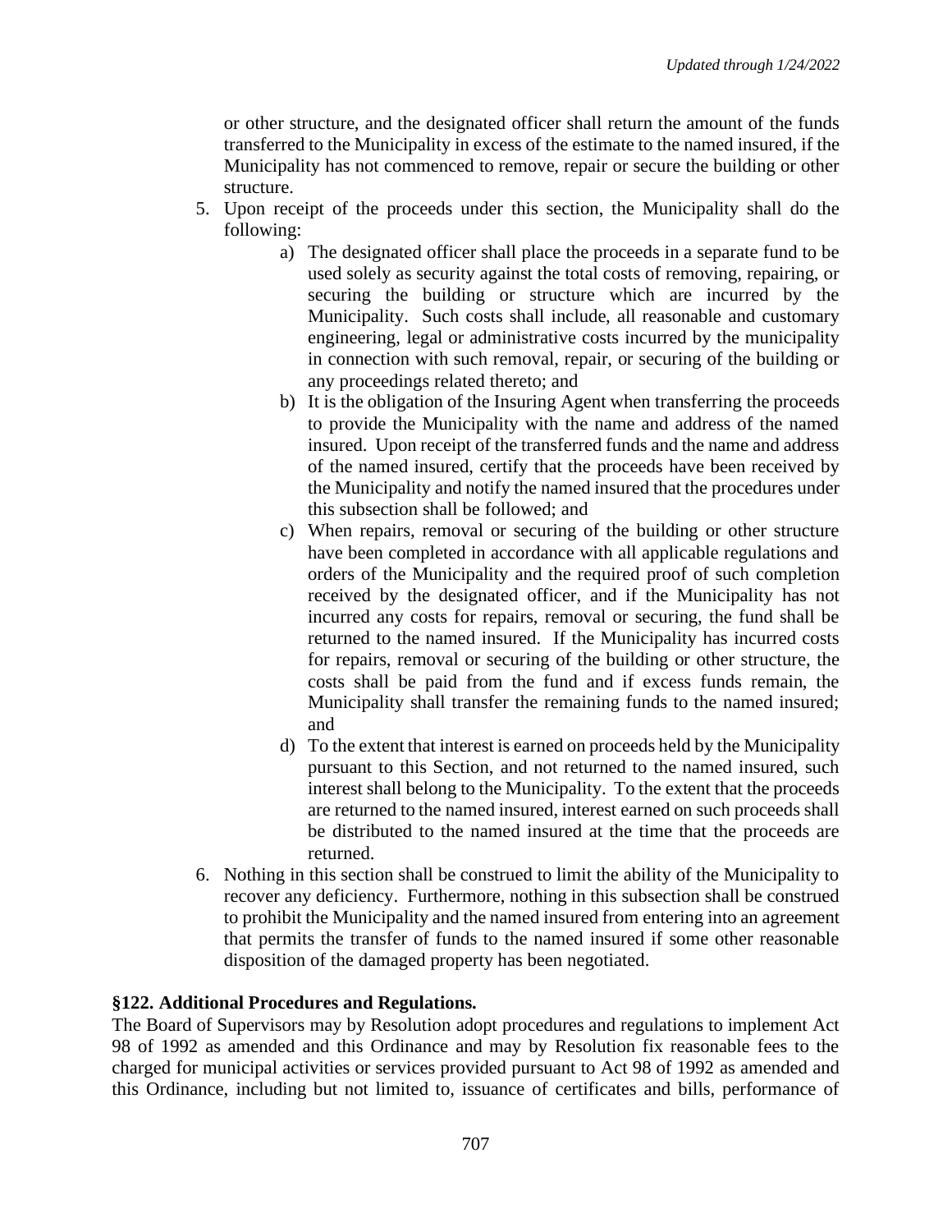or other structure, and the designated officer shall return the amount of the funds transferred to the Municipality in excess of the estimate to the named insured, if the Municipality has not commenced to remove, repair or secure the building or other structure.

5. Upon receipt of the proceeds under this section, the Municipality shall do the following:
    a) The designated officer shall place the proceeds in a separate fund to be used solely as security against the total costs of removing, repairing, or securing the building or structure which are incurred by the Municipality. Such costs shall include, all reasonable and customary engineering, legal or administrative costs incurred by the municipality in connection with such removal, repair, or securing of the building or any proceedings related thereto; and
    b) It is the obligation of the Insuring Agent when transferring the proceeds to provide the Municipality with the name and address of the named insured. Upon receipt of the transferred funds and the name and address of the named insured, certify that the proceeds have been received by the Municipality and notify the named insured that the procedures under this subsection shall be followed; and
    c) When repairs, removal or securing of the building or other structure have been completed in accordance with all applicable regulations and orders of the Municipality and the required proof of such completion received by the designated officer, and if the Municipality has not incurred any costs for repairs, removal or securing, the fund shall be returned to the named insured. If the Municipality has incurred costs for repairs, removal or securing of the building or other structure, the costs shall be paid from the fund and if excess funds remain, the Municipality shall transfer the remaining funds to the named insured; and
    d) To the extent that interest is earned on proceeds held by the Municipality pursuant to this Section, and not returned to the named insured, such interest shall belong to the Municipality. To the extent that the proceeds are returned to the named insured, interest earned on such proceeds shall be distributed to the named insured at the time that the proceeds are returned.
6. Nothing in this section shall be construed to limit the ability of the Municipality to recover any deficiency. Furthermore, nothing in this subsection shall be construed to prohibit the Municipality and the named insured from entering into an agreement that permits the transfer of funds to the named insured if some other reasonable disposition of the damaged property has been negotiated.

**§122. Additional Procedures and Regulations.**

The Board of Supervisors may by Resolution adopt procedures and regulations to implement Act 98 of 1992 as amended and this Ordinance and may by Resolution fix reasonable fees to the charged for municipal activities or services provided pursuant to Act 98 of 1992 as amended and this Ordinance, including but not limited to, issuance of certificates and bills, performance of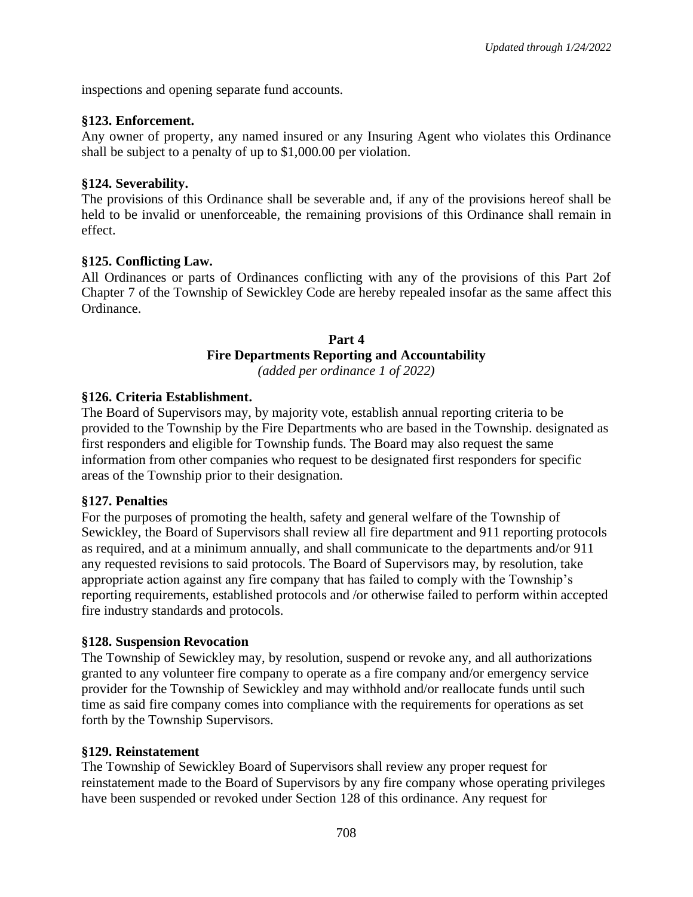inspections and opening separate fund accounts.

**§123. Enforcement.**

Any owner of property, any named insured or any Insuring Agent who violates this Ordinance shall be subject to a penalty of up to $1,000.00 per violation.

**§124. Severability.**

The provisions of this Ordinance shall be severable and, if any of the provisions hereof shall be held to be invalid or unenforceable, the remaining provisions of this Ordinance shall remain in effect.

**§125. Conflicting Law.**

All Ordinances or parts of Ordinances conflicting with any of the provisions of this Part 2of Chapter 7 of the Township of Sewickley Code are hereby repealed insofar as the same affect this Ordinance.

## Part 4
## Fire Departments Reporting and Accountability

*(added per ordinance 1 of 2022)*

**§126. Criteria Establishment.**

The Board of Supervisors may, by majority vote, establish annual reporting criteria to be provided to the Township by the Fire Departments who are based in the Township. designated as first responders and eligible for Township funds. The Board may also request the same information from other companies who request to be designated first responders for specific areas of the Township prior to their designation.

**§127. Penalties**

For the purposes of promoting the health, safety and general welfare of the Township of Sewickley, the Board of Supervisors shall review all fire department and 911 reporting protocols as required, and at a minimum annually, and shall communicate to the departments and/or 911 any requested revisions to said protocols. The Board of Supervisors may, by resolution, take appropriate action against any fire company that has failed to comply with the Township's reporting requirements, established protocols and /or otherwise failed to perform within accepted fire industry standards and protocols.

**§128. Suspension Revocation**

The Township of Sewickley may, by resolution, suspend or revoke any, and all authorizations granted to any volunteer fire company to operate as a fire company and/or emergency service provider for the Township of Sewickley and may withhold and/or reallocate funds until such time as said fire company comes into compliance with the requirements for operations as set forth by the Township Supervisors.

**§129. Reinstatement**

The Township of Sewickley Board of Supervisors shall review any proper request for reinstatement made to the Board of Supervisors by any fire company whose operating privileges have been suspended or revoked under Section 128 of this ordinance. Any request for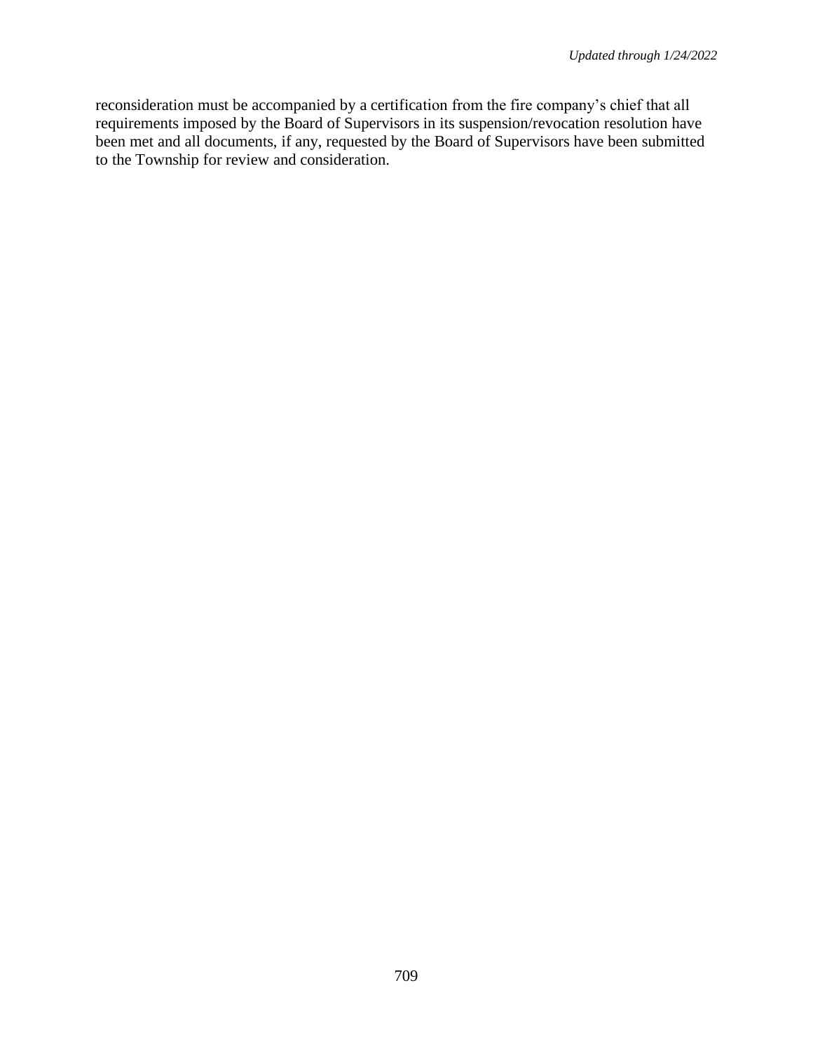reconsideration must be accompanied by a certification from the fire company's chief that all requirements imposed by the Board of Supervisors in its suspension/revocation resolution have been met and all documents, if any, requested by the Board of Supervisors have been submitted to the Township for review and consideration.